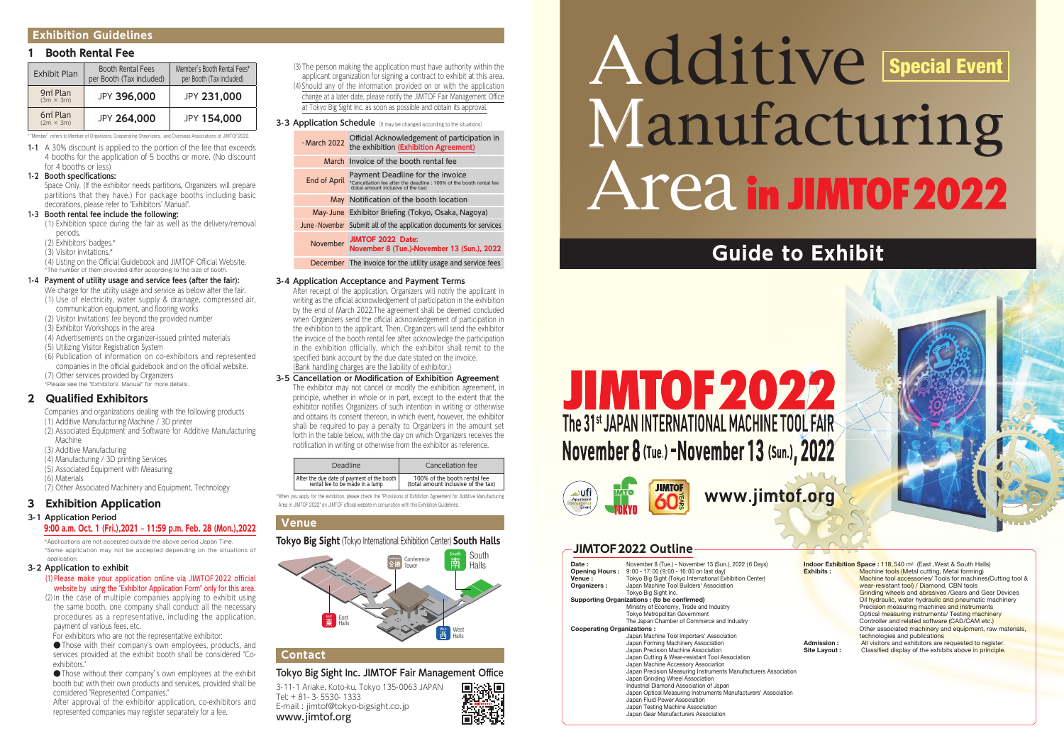## Exhibition Guidelines

### 1 Booth Rental Fee

| Exhibit Plan | Booth Rental Fees per Booth (Tax included) | Member's Booth Rental Fees* per Booth (Tax included) |
|---|---|---|
| 9㎡ Plan (3m × 3m) | JPY 396,000 | JPY 231,000 |
| 6㎡ Plan (2m × 3m) | JPY 264,000 | JPY 154,000 |

*"Member" refers to Member of Organizers, Cooperating Organizers, and Overseas Associations of JIMTOF2022.

**1-1** A 30% discount is applied to the portion of the fee that exceeds 4 booths for the application of 5 booths or more. (No discount for 4 booths or less)

**1-2 Booth specifications:**
Space Only. (If the exhibitor needs partitions, Organizers will prepare partitions that they have.) For package booths including basic decorations, please refer to "Exhibitors' Manual".

**1-3 Booth rental fee include the following:**
(1) Exhibition space during the fair as well as the delivery/removal periods.
(2) Exhibitors' badges.*
(3) Visitor invitations.*
(4) Listing on the Official Guidebook and JIMTOF Official Website.
*The number of them provided differ according to the size of booth.

**1-4 Payment of utility usage and service fees (after the fair):**
We charge for the utility usage and service as below after the fair.
(1) Use of electricity, water supply & drainage, compressed air, communication equipment, and flooring works
(2) Visitor Invitations' fee beyond the provided number
(3) Exhibitor Workshops in the area
(4) Advertisements on the organizer-issued printed materials
(5) Utilizing Visitor Registration System
(6) Publication of information on co-exhibitors and represented companies in the official guidebook and on the official website.
(7) Other services provided by Organizers
*Please see the "Exhibitors' Manual" for more details.

### 2 Qualified Exhibitors

Companies and organizations dealing with the following products
(1) Additive Manufacturing Machine / 3D printer
(2) Associated Equipment and Software for Additive Manufacturing Machine
(3) Additive Manufacturing
(4) Manufacturing / 3D printing Services
(5) Associated Equipment with Measuring
(6) Materials
(7) Other Associated Machinery and Equipment, Technology

### 3 Exhibition Application

**3-1 Application Period**

**9:00 a.m. Oct. 1 (Fri.),2021 – 11:59 p.m. Feb. 28 (Mon.),2022**

*Applications are not accepted outside the above period Japan Time.
*Some application may not be accepted depending on the situations of application.

**3-2 Application to exhibit**
(1) Please make your application online via JIMTOF2022 official website by using the "Exhibitor Application Form" only for this area.
(2) In the case of multiple companies applying to exhibit using the same booth, one company shall conduct all the necessary procedures as a representative, including the application, payment of various fees, etc.
For exhibitors who are not the representative exhibitor:
● Those with their company's own employees, products, and services provided at the exhibit booth shall be considered "Co-exhibitors."
● Those without their company's own employees at the exhibit booth but with their own products and services, provided shall be considered "Represented Companies."
After approval of the exhibitor application, co-exhibitors and represented companies may register separately for a fee.
(3) The person making the application must have authority within the applicant organization for signing a contract to exhibit at this area.
(4) Should any of the information provided on or with the application change at a later date, please notify the JIMTOF Fair Management Office at Tokyo Big Sight Inc. as soon as possible and obtain its approval.

**3-3 Application Schedule** (It may be changed according to the situations)

| | |
|---|---|
| -March 2022 | Official Acknowledgement of participation in the exhibition (Exhibition Agreement) |
| March | Invoice of the booth rental fee |
| End of April | Payment Deadline for the invoice *Cancellation fee after the deadline : 100% of the booth rental fee (total amount inclusive of the tax) |
| May | Notification of the booth location |
| May- June | Exhibitor Briefing (Tokyo, Osaka, Nagoya) |
| June - November | Submit all of the application documents for services |
| November | **JIMTOF 2022 Date: November 8 (Tue.)-November 13 (Sun.), 2022** |
| December | The invoice for the utility usage and service fees |

**3-4 Application Acceptance and Payment Terms**
After receipt of the application, Organizers will notify the applicant in writing as the official acknowledgement of participation in the exhibition by the end of March 2022.The agreement shall be deemed concluded when Organizers send the official acknowledgement of participation in the exhibition to the applicant. Then, Organizers will send the exhibitor the invoice of the booth rental fee after acknowledge the participation in the exhibition officially, which the exhibitor shall remit to the specified bank account by the due date stated on the invoice.
(Bank handling charges are the liability of exhibitor.)

**3-5 Cancellation or Modification of Exhibition Agreement**
The exhibitor may not cancel or modify the exhibition agreement, in principle, whether in whole or in part, except to the extent that the exhibitor notifies Organizers of such intention in writing or otherwise and obtains its consent thereon, in which event, however, the exhibitor shall be required to pay a penalty to Organizers in the amount set forth in the table below, with the day on which Organizers receives the notification in writing or otherwise from the exhibitor as reference.

| Deadline | Cancellation fee |
|---|---|
| After the due date of payment of the booth rental fee to be made in a lump | 100% of the booth rental fee (total amount inclusive of the tax) |

*When you apply for the exhibition, please check the "Provisions of Exhibition Agreement for Additive Manufacturing Area in JIMTOF 2022" on JIMTOF official website in conjunction with this Exhibition Guidelines.

## Venue

**Tokyo Big Sight** (Tokyo International Exhibition Center) **South Halls**

Conference Tower
South Halls
East Halls
West Halls

## Contact

**Tokyo Big Sight Inc. JIMTOF Fair Management Office**
3-11-1 Ariake, Koto-ku, Tokyo 135-0063 JAPAN
Tel: + 81- 3- 5530- 1333
E-mail : jimtof@tokyo-bigsight.co.jp
www.jimtof.org

# Additive Manufacturing Area in JIMTOF2022

Special Event

## Guide to Exhibit

# JIMTOF2022

The 31st JAPAN INTERNATIONAL MACHINE TOOL FAIR
November 8 (Tue.) - November 13 (Sun.), 2022

www.jimtof.org

## JIMTOF2022 Outline

**Date :** November 8 (Tue.) - November 13 (Sun.), 2022 (6 Days)
**Opening Hours :** 9:00 - 17:00 (9:00 - 16:00 on last day)
**Venue :** Tokyo Big Sight (Tokyo International Exhibition Center)
**Organizers :** Japan Machine Tool Builders' Association
Tokyo Big Sight Inc.
**Supporting Organizations : (to be confirmed)**
Ministry of Economy, Trade and Industry
Tokyo Metropolitan Government
The Japan Chamber of Commerce and Industry
**Cooperating Organizations :**
Japan Machine Tool Importers' Association
Japan Forming Machinery Association
Japan Precision Machine Association
Japan Cutting & Wear-resistant Tool Association
Japan Machine Accessory Association
Japan Precision Measuring Instruments Manufacturers Association
Japan Grinding Wheel Association
Industrial Diamond Association of Japan
Japan Optical Measuring Instruments Manufacturers' Association
Japan Fluid Power Association
Japan Testing Machine Association
Japan Gear Manufacturers Association

**Indoor Exhibition Space :** 118,540 m² (East ,West & South Halls)
**Exhibits :** Machine tools (Metal cutting, Metal forming)
Machine tool accessories/ Tools for machines(Cutting tool & wear-resistant tool) / Diamond, CBN tools
Grinding wheels and abrasives /Gears and Gear Devices
Oil hydraulic, water hydraulic and pneumatic machinery
Precision measuring machines and instruments
Optical measuring instruments/ Testing machinery
Controller and related software (CAD/CAM etc.)
Other associated machinery and equipment, raw materials, technologies and publications
**Admission :** All visitors and exhibitors are requested to register.
**Site Layout :** Classified display of the exhibits above in principle.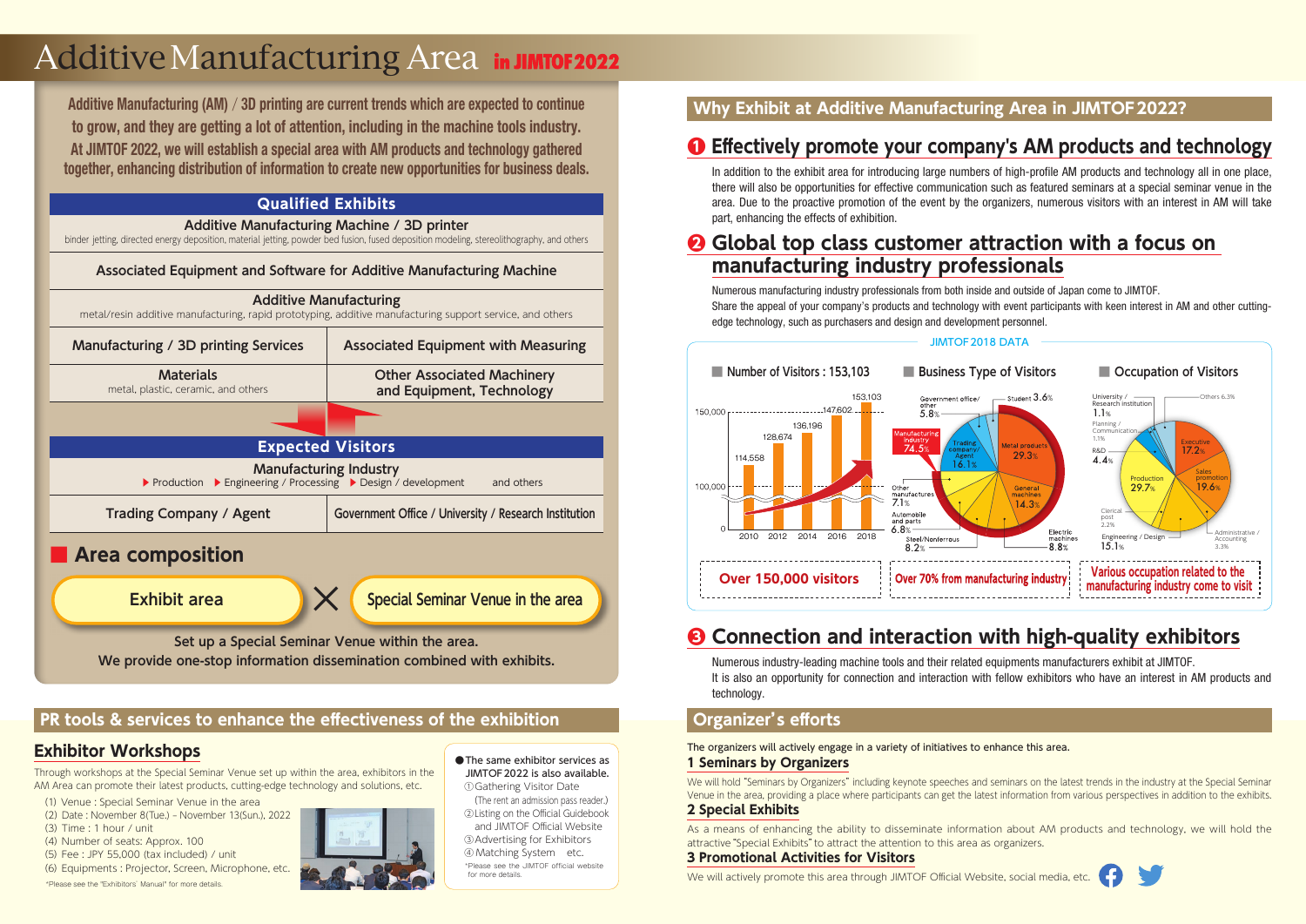# Additive Manufacturing Area in JIMTOF2022

**Additive Manufacturing (AM) / 3D printing are current trends which are expected to continue to grow, and they are getting a lot of attention, including in the machine tools industry. At JIMTOF 2022, we will establish a special area with AM products and technology gathered together, enhancing distribution of information to create new opportunities for business deals.**

## Qualified Exhibits

**Additive Manufacturing Machine / 3D printer**
binder jetting, directed energy deposition, material jetting, powder bed fusion, fused deposition modeling, stereolithography, and others

**Associated Equipment and Software for Additive Manufacturing Machine**

**Additive Manufacturing**
metal/resin additive manufacturing, rapid prototyping, additive manufacturing support service, and others

| | |
|---|---|
| Manufacturing / 3D printing Services | Associated Equipment with Measuring |
| Materials<br>metal, plastic, ceramic, and others | Other Associated Machinery and Equipment, Technology |

## Expected Visitors

**Manufacturing Industry**
▶ Production ▶ Engineering / Processing ▶ Design / development and others

| | |
|---|---|
| Trading Company / Agent | Government Office / University / Research Institution |

## Area composition

**Exhibit area** × **Special Seminar Venue in the area**

Set up a Special Seminar Venue within the area.
We provide one-stop information dissemination combined with exhibits.

## PR tools & services to enhance the effectiveness of the exhibition

### Exhibitor Workshops

Through workshops at the Special Seminar Venue set up within the area, exhibitors in the AM Area can promote their latest products, cutting-edge technology and solutions, etc.

(1) Venue : Special Seminar Venue in the area
(2) Date : November 8(Tue.) – November 13(Sun.), 2022
(3) Time : 1 hour / unit
(4) Number of seats: Approx. 100
(5) Fee : JPY 55,000 (tax included) / unit
(6) Equipments : Projector, Screen, Microphone, etc.

*Please see the "Exhibitors' Manual" for more details.

● The same exhibitor services as JIMTOF 2022 is also available.
① Gathering Visitor Date (The rent an admission pass reader.)
② Listing on the Official Guidebook and JIMTOF Official Website
③ Advertising for Exhibitors
④ Matching System etc.
*Please see the JIMTOF official website for more details.

## Why Exhibit at Additive Manufacturing Area in JIMTOF 2022?

### ❶ Effectively promote your company's AM products and technology

In addition to the exhibit area for introducing large numbers of high-profile AM products and technology all in one place, there will also be opportunities for effective communication such as featured seminars at a special seminar venue in the area. Due to the proactive promotion of the event by the organizers, numerous visitors with an interest in AM will take part, enhancing the effects of exhibition.

### ❷ Global top class customer attraction with a focus on manufacturing industry professionals

Numerous manufacturing industry professionals from both inside and outside of Japan come to JIMTOF.
Share the appeal of your company's products and technology with event participants with keen interest in AM and other cutting-edge technology, such as purchasers and design and development personnel.

JIMTOF 2018 DATA

■ Number of Visitors : 153,103

150,000
100,000
0
2010: 114,558
2012: 128,674
2014: 136,196
2016: 147,602
2018: 153,103

■ Business Type of Visitors

Manufacturing industry 74.5%
Metal products 29.3%
General machines 14.3%
Electric machines 8.8%
Steel/Nonferrous 8.2%
Automobile and parts 6.8%
Other manufactures 7.1%
Trading company/Agent 16.1%
Government office/other 5.8%
Student 3.6%

■ Occupation of Visitors

Executive 17.2%
Sales promotion 19.6%
Administrative / Accounting 3.3%
Engineering / Design 15.1%
Clerical post 2.2%
Production 29.7%
R&D 4.4%
Planning / Communication 1.1%
University / Research institution 1.1%
Others 6.3%

Over 150,000 visitors | Over 70% from manufacturing industry | Various occupation related to the manufacturing industry come to visit

### ❸ Connection and interaction with high-quality exhibitors

Numerous industry-leading machine tools and their related equipments manufacturers exhibit at JIMTOF.
It is also an opportunity for connection and interaction with fellow exhibitors who have an interest in AM products and technology.

## Organizer's efforts

The organizers will actively engage in a variety of initiatives to enhance this area.

### 1 Seminars by Organizers

We will hold "Seminars by Organizers" including keynote speeches and seminars on the latest trends in the industry at the Special Seminar Venue in the area, providing a place where participants can get the latest information from various perspectives in addition to the exhibits.

### 2 Special Exhibits

As a means of enhancing the ability to disseminate information about AM products and technology, we will hold the attractive "Special Exhibits" to attract the attention to this area as organizers.

### 3 Promotional Activities for Visitors

We will actively promote this area through JIMTOF Official Website, social media, etc.